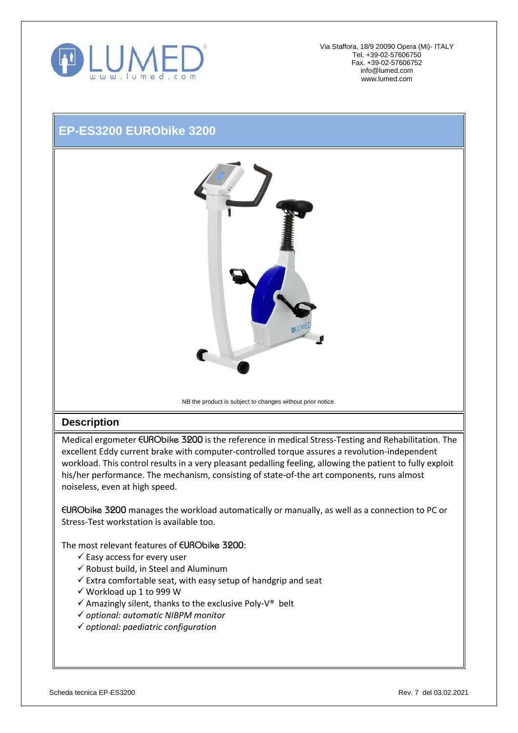Via Staffora, 18/9 20090 Opera (Mi)- ITALY
Tel. +39-02-57606750
Fax. +39-02-57606752
info@lumed.com
www.lumed.com

# EP-ES3200 EURObike 3200

NB the product is subject to changes without prior notice.

## Description

Medical ergometer **EURObike 3200** is the reference in medical Stress-Testing and Rehabilitation. The excellent Eddy current brake with computer-controlled torque assures a revolution-independent workload. This control results in a very pleasant pedalling feeling, allowing the patient to fully exploit his/her performance. The mechanism, consisting of state-of-the art components, runs almost noiseless, even at high speed.

**EURObike 3200** manages the workload automatically or manually, as well as a connection to PC or Stress-Test workstation is available too.

The most relevant features of **EURObike 3200**:

- ✓ Easy access for every user
- ✓ Robust build, in Steel and Aluminum
- ✓ Extra comfortable seat, with easy setup of handgrip and seat
- ✓ Workload up 1 to 999 W
- ✓ Amazingly silent, thanks to the exclusive Poly-V® belt
- ✓ *optional: automatic NIBPM monitor*
- ✓ *optional: paediatric configuration*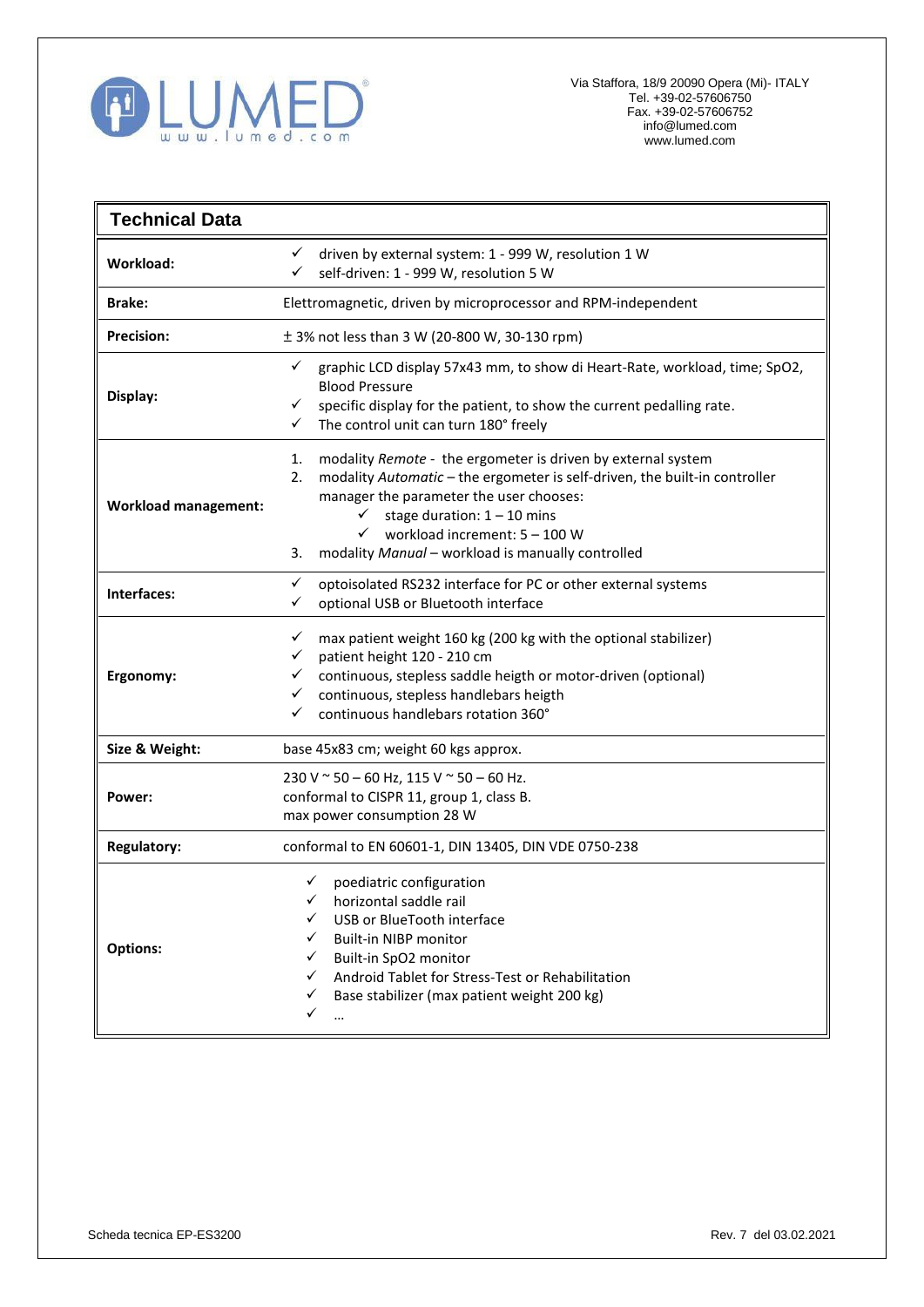Via Staffora, 18/9 20090 Opera (Mi)- ITALY
Tel. +39-02-57606750
Fax. +39-02-57606752
info@lumed.com
www.lumed.com

## Technical Data

| | |
|---|---|
| **Workload:** | ✓ driven by external system: 1 - 999 W, resolution 1 W<br>✓ self-driven: 1 - 999 W, resolution 5 W |
| **Brake:** | Elettromagnetic, driven by microprocessor and RPM-independent |
| **Precision:** | ± 3% not less than 3 W (20-800 W, 30-130 rpm) |
| **Display:** | ✓ graphic LCD display 57x43 mm, to show di Heart-Rate, workload, time; SpO2, Blood Pressure<br>✓ specific display for the patient, to show the current pedalling rate.<br>✓ The control unit can turn 180° freely |
| **Workload management:** | 1. modality *Remote* - the ergometer is driven by external system<br>2. modality *Automatic* – the ergometer is self-driven, the built-in controller manager the parameter the user chooses:<br>✓ stage duration: 1 – 10 mins<br>✓ workload increment: 5 – 100 W<br>3. modality *Manual* – workload is manually controlled |
| **Interfaces:** | ✓ optoisolated RS232 interface for PC or other external systems<br>✓ optional USB or Bluetooth interface |
| **Ergonomy:** | ✓ max patient weight 160 kg (200 kg with the optional stabilizer)<br>✓ patient height 120 - 210 cm<br>✓ continuous, stepless saddle heigth or motor-driven (optional)<br>✓ continuous, stepless handlebars heigth<br>✓ continuous handlebars rotation 360° |
| **Size & Weight:** | base 45x83 cm; weight 60 kgs approx. |
| **Power:** | 230 V ~ 50 – 60 Hz, 115 V ~ 50 – 60 Hz.<br>conformal to CISPR 11, group 1, class B.<br>max power consumption 28 W |
| **Regulatory:** | conformal to EN 60601-1, DIN 13405, DIN VDE 0750-238 |
| **Options:** | ✓ poediatric configuration<br>✓ horizontal saddle rail<br>✓ USB or BlueTooth interface<br>✓ Built-in NIBP monitor<br>✓ Built-in SpO2 monitor<br>✓ Android Tablet for Stress-Test or Rehabilitation<br>✓ Base stabilizer (max patient weight 200 kg)<br>✓ … |

Scheda tecnica EP-ES3200 Rev. 7 del 03.02.2021